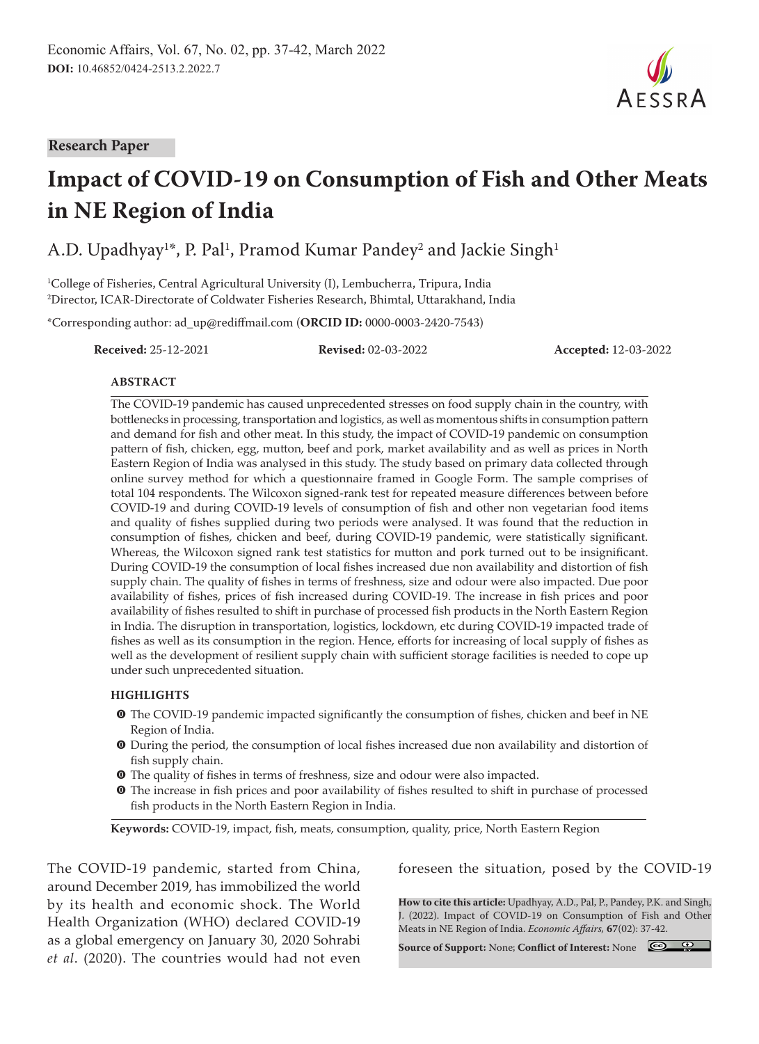Research Paper

# Impact of COVID-19 on Consumption of Fish and Other Meats in NE Region of India

A.D. Upadhyay[1]*, P. Pal[1], Pramod Kumar Pandey[2] and Jackie Singh[1]

[1]College of Fisheries, Central Agricultural University (I), Lembucherra, Tripura, India
[2]Director, ICAR-Directorate of Coldwater Fisheries Research, Bhimtal, Uttarakhand, India

*Corresponding author: ad_up@rediffmail.com (**ORCID ID:** 0000-0003-2420-7543)

**Received:** 25-12-2021 **Revised:** 02-03-2022 **Accepted:** 12-03-2022

## ABSTRACT

The COVID-19 pandemic has caused unprecedented stresses on food supply chain in the country, with bottlenecks in processing, transportation and logistics, as well as momentous shifts in consumption pattern and demand for fish and other meat. In this study, the impact of COVID-19 pandemic on consumption pattern of fish, chicken, egg, mutton, beef and pork, market availability and as well as prices in North Eastern Region of India was analysed in this study. The study based on primary data collected through online survey method for which a questionnaire framed in Google Form. The sample comprises of total 104 respondents. The Wilcoxon signed-rank test for repeated measure differences between before COVID-19 and during COVID-19 levels of consumption of fish and other non vegetarian food items and quality of fishes supplied during two periods were analysed. It was found that the reduction in consumption of fishes, chicken and beef, during COVID-19 pandemic, were statistically significant. Whereas, the Wilcoxon signed rank test statistics for mutton and pork turned out to be insignificant. During COVID-19 the consumption of local fishes increased due non availability and distortion of fish supply chain. The quality of fishes in terms of freshness, size and odour were also impacted. Due poor availability of fishes, prices of fish increased during COVID-19. The increase in fish prices and poor availability of fishes resulted to shift in purchase of processed fish products in the North Eastern Region in India. The disruption in transportation, logistics, lockdown, etc during COVID-19 impacted trade of fishes as well as its consumption in the region. Hence, efforts for increasing of local supply of fishes as well as the development of resilient supply chain with sufficient storage facilities is needed to cope up under such unprecedented situation.

## HIGHLIGHTS

- The COVID-19 pandemic impacted significantly the consumption of fishes, chicken and beef in NE Region of India.
- During the period, the consumption of local fishes increased due non availability and distortion of fish supply chain.
- The quality of fishes in terms of freshness, size and odour were also impacted.
- The increase in fish prices and poor availability of fishes resulted to shift in purchase of processed fish products in the North Eastern Region in India.

**Keywords:** COVID-19, impact, fish, meats, consumption, quality, price, North Eastern Region

The COVID-19 pandemic, started from China, around December 2019, has immobilized the world by its health and economic shock. The World Health Organization (WHO) declared COVID-19 as a global emergency on January 30, 2020 Sohrabi *et al*. (2020). The countries would had not even foreseen the situation, posed by the COVID-19

**How to cite this article:** Upadhyay, A.D., Pal, P., Pandey, P.K. and Singh, J. (2022). Impact of COVID-19 on Consumption of Fish and Other Meats in NE Region of India. *Economic Affairs*, **67**(02): 37-42.

**Source of Support:** None; **Conflict of Interest:** None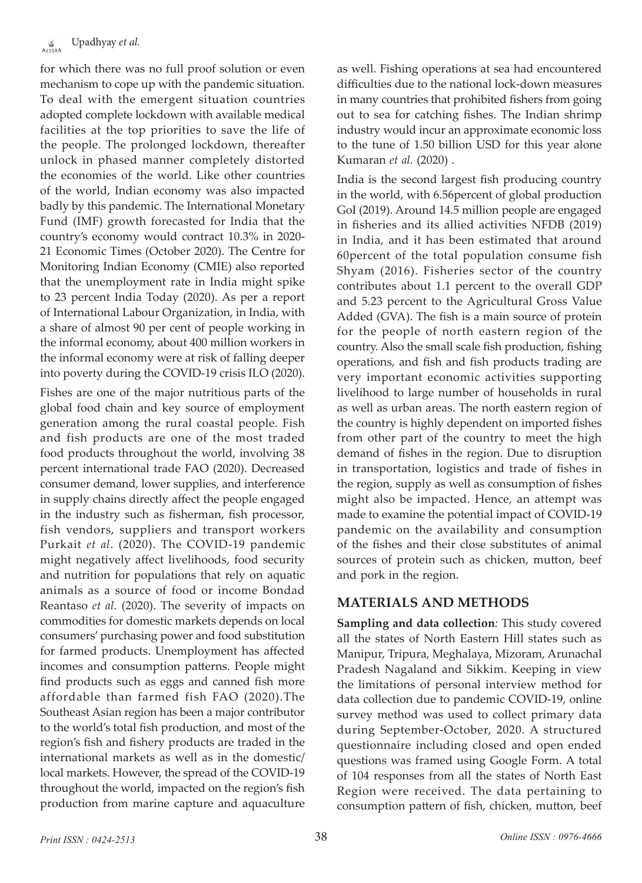for which there was no full proof solution or even mechanism to cope up with the pandemic situation. To deal with the emergent situation countries adopted complete lockdown with available medical facilities at the top priorities to save the life of the people. The prolonged lockdown, thereafter unlock in phased manner completely distorted the economies of the world. Like other countries of the world, Indian economy was also impacted badly by this pandemic. The International Monetary Fund (IMF) growth forecasted for India that the country's economy would contract 10.3% in 2020-21 Economic Times (October 2020). The Centre for Monitoring Indian Economy (CMIE) also reported that the unemployment rate in India might spike to 23 percent India Today (2020). As per a report of International Labour Organization, in India, with a share of almost 90 per cent of people working in the informal economy, about 400 million workers in the informal economy were at risk of falling deeper into poverty during the COVID-19 crisis ILO (2020).

Fishes are one of the major nutritious parts of the global food chain and key source of employment generation among the rural coastal people. Fish and fish products are one of the most traded food products throughout the world, involving 38 percent international trade FAO (2020). Decreased consumer demand, lower supplies, and interference in supply chains directly affect the people engaged in the industry such as fisherman, fish processor, fish vendors, suppliers and transport workers Purkait *et al*. (2020). The COVID-19 pandemic might negatively affect livelihoods, food security and nutrition for populations that rely on aquatic animals as a source of food or income Bondad Reantaso *et al.* (2020). The severity of impacts on commodities for domestic markets depends on local consumers' purchasing power and food substitution for farmed products. Unemployment has affected incomes and consumption patterns. People might find products such as eggs and canned fish more affordable than farmed fish FAO (2020).The Southeast Asian region has been a major contributor to the world's total fish production, and most of the region's fish and fishery products are traded in the international markets as well as in the domestic/local markets. However, the spread of the COVID-19 throughout the world, impacted on the region's fish production from marine capture and aquaculture as well. Fishing operations at sea had encountered difficulties due to the national lock-down measures in many countries that prohibited fishers from going out to sea for catching fishes. The Indian shrimp industry would incur an approximate economic loss to the tune of 1.50 billion USD for this year alone Kumaran *et al.* (2020) .

India is the second largest fish producing country in the world, with 6.56percent of global production GoI (2019). Around 14.5 million people are engaged in fisheries and its allied activities NFDB (2019) in India, and it has been estimated that around 60percent of the total population consume fish Shyam (2016). Fisheries sector of the country contributes about 1.1 percent to the overall GDP and 5.23 percent to the Agricultural Gross Value Added (GVA). The fish is a main source of protein for the people of north eastern region of the country. Also the small scale fish production, fishing operations, and fish and fish products trading are very important economic activities supporting livelihood to large number of households in rural as well as urban areas. The north eastern region of the country is highly dependent on imported fishes from other part of the country to meet the high demand of fishes in the region. Due to disruption in transportation, logistics and trade of fishes in the region, supply as well as consumption of fishes might also be impacted. Hence, an attempt was made to examine the potential impact of COVID-19 pandemic on the availability and consumption of the fishes and their close substitutes of animal sources of protein such as chicken, mutton, beef and pork in the region.

## MATERIALS AND METHODS

**Sampling and data collection***:* This study covered all the states of North Eastern Hill states such as Manipur, Tripura, Meghalaya, Mizoram, Arunachal Pradesh Nagaland and Sikkim. Keeping in view the limitations of personal interview method for data collection due to pandemic COVID-19, online survey method was used to collect primary data during September-October, 2020. A structured questionnaire including closed and open ended questions was framed using Google Form. A total of 104 responses from all the states of North East Region were received. The data pertaining to consumption pattern of fish, chicken, mutton, beef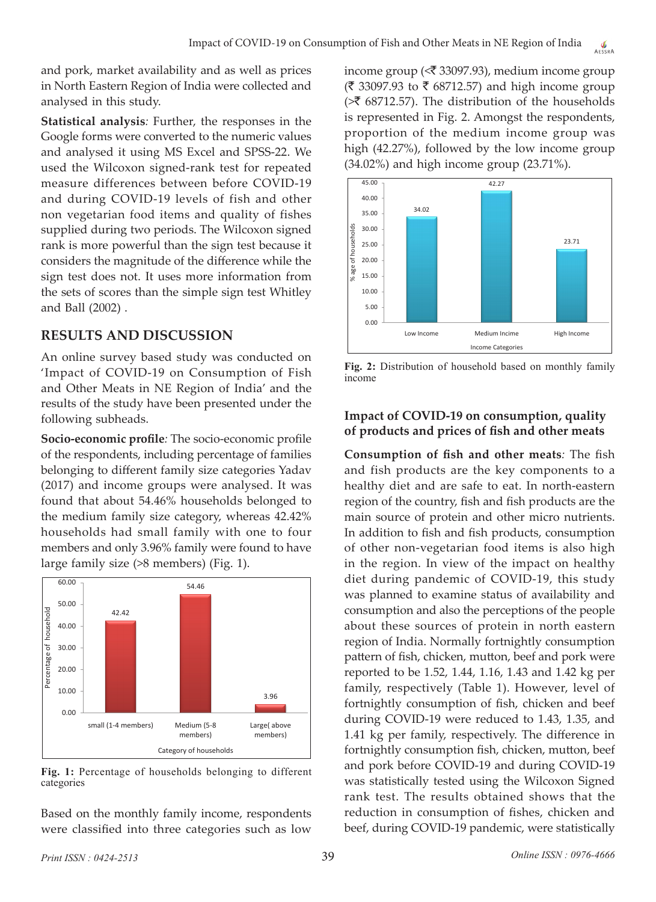and pork, market availability and as well as prices in North Eastern Region of India were collected and analysed in this study.

**Statistical analysis***:* Further, the responses in the Google forms were converted to the numeric values and analysed it using MS Excel and SPSS-22. We used the Wilcoxon signed-rank test for repeated measure differences between before COVID-19 and during COVID-19 levels of fish and other non vegetarian food items and quality of fishes supplied during two periods. The Wilcoxon signed rank is more powerful than the sign test because it considers the magnitude of the difference while the sign test does not. It uses more information from the sets of scores than the simple sign test Whitley and Ball (2002) .

## RESULTS AND DISCUSSION

An online survey based study was conducted on 'Impact of COVID-19 on Consumption of Fish and Other Meats in NE Region of India' and the results of the study have been presented under the following subheads.

**Socio-economic profile***:* The socio-economic profile of the respondents, including percentage of families belonging to different family size categories Yadav (2017) and income groups were analysed. It was found that about 54.46% households belonged to the medium family size category, whereas 42.42% households had small family with one to four members and only 3.96% family were found to have large family size (>8 members) (Fig. 1).

**Fig. 1:** Percentage of households belonging to different categories

Based on the monthly family income, respondents were classified into three categories such as low income group (<₹ 33097.93), medium income group (₹ 33097.93 to ₹ 68712.57) and high income group (>₹ 68712.57). The distribution of the households is represented in Fig. 2. Amongst the respondents, proportion of the medium income group was high (42.27%), followed by the low income group (34.02%) and high income group (23.71%).

**Fig. 2:** Distribution of household based on monthly family income

### Impact of COVID-19 on consumption, quality of products and prices of fish and other meats

**Consumption of fish and other meats***:* The fish and fish products are the key components to a healthy diet and are safe to eat. In north-eastern region of the country, fish and fish products are the main source of protein and other micro nutrients. In addition to fish and fish products, consumption of other non-vegetarian food items is also high in the region. In view of the impact on healthy diet during pandemic of COVID-19, this study was planned to examine status of availability and consumption and also the perceptions of the people about these sources of protein in north eastern region of India. Normally fortnightly consumption pattern of fish, chicken, mutton, beef and pork were reported to be 1.52, 1.44, 1.16, 1.43 and 1.42 kg per family, respectively (Table 1). However, level of fortnightly consumption of fish, chicken and beef during COVID-19 were reduced to 1.43, 1.35, and 1.41 kg per family, respectively. The difference in fortnightly consumption fish, chicken, mutton, beef and pork before COVID-19 and during COVID-19 was statistically tested using the Wilcoxon Signed rank test. The results obtained shows that the reduction in consumption of fishes, chicken and beef, during COVID-19 pandemic, were statistically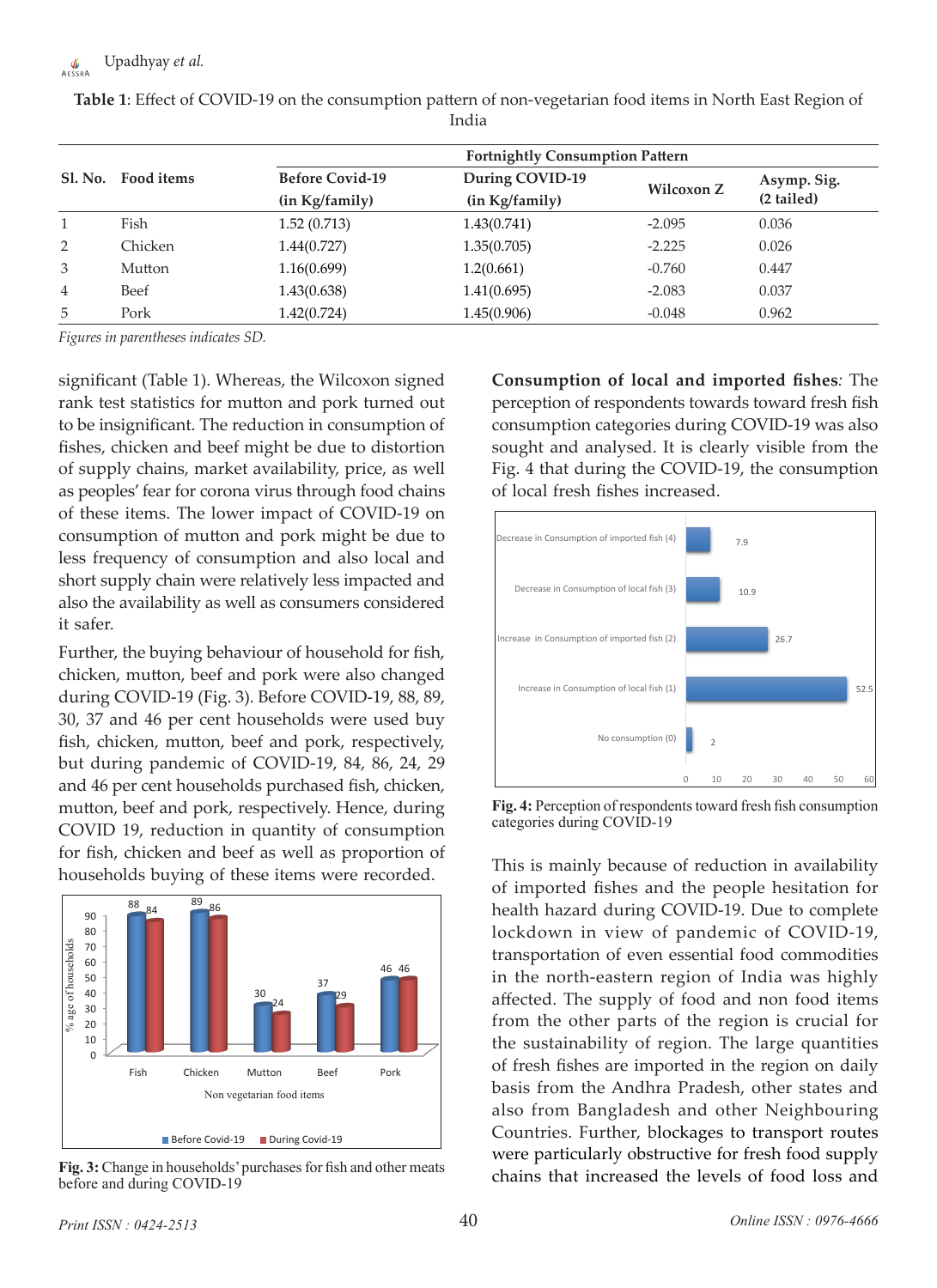**Table 1**: Effect of COVID-19 on the consumption pattern of non-vegetarian food items in North East Region of India

| Sl. No. | Food items | Fortnightly Consumption Pattern | | | |
|---|---|---|---|---|---|
| | | Before Covid-19 (in Kg/family) | During COVID-19 (in Kg/family) | Wilcoxon Z | Asymp. Sig. (2 tailed) |
| 1 | Fish | 1.52 (0.713) | 1.43(0.741) | -2.095 | 0.036 |
| 2 | Chicken | 1.44(0.727) | 1.35(0.705) | -2.225 | 0.026 |
| 3 | Mutton | 1.16(0.699) | 1.2(0.661) | -0.760 | 0.447 |
| 4 | Beef | 1.43(0.638) | 1.41(0.695) | -2.083 | 0.037 |
| 5 | Pork | 1.42(0.724) | 1.45(0.906) | -0.048 | 0.962 |

*Figures in parentheses indicates SD.*

significant (Table 1). Whereas, the Wilcoxon signed rank test statistics for mutton and pork turned out to be insignificant. The reduction in consumption of fishes, chicken and beef might be due to distortion of supply chains, market availability, price, as well as peoples' fear for corona virus through food chains of these items. The lower impact of COVID-19 on consumption of mutton and pork might be due to less frequency of consumption and also local and short supply chain were relatively less impacted and also the availability as well as consumers considered it safer.

Further, the buying behaviour of household for fish, chicken, mutton, beef and pork were also changed during COVID-19 (Fig. 3). Before COVID-19, 88, 89, 30, 37 and 46 per cent households were used buy fish, chicken, mutton, beef and pork, respectively, but during pandemic of COVID-19, 84, 86, 24, 29 and 46 per cent households purchased fish, chicken, mutton, beef and pork, respectively. Hence, during COVID 19, reduction in quantity of consumption for fish, chicken and beef as well as proportion of households buying of these items were recorded.

**Fig. 3:** Change in households' purchases for fish and other meats before and during COVID-19

**Consumption of local and imported fishes**: The perception of respondents towards toward fresh fish consumption categories during COVID-19 was also sought and analysed. It is clearly visible from the Fig. 4 that during the COVID-19, the consumption of local fresh fishes increased.

**Fig. 4:** Perception of respondents toward fresh fish consumption categories during COVID-19

This is mainly because of reduction in availability of imported fishes and the people hesitation for health hazard during COVID-19. Due to complete lockdown in view of pandemic of COVID-19, transportation of even essential food commodities in the north-eastern region of India was highly affected. The supply of food and non food items from the other parts of the region is crucial for the sustainability of region. The large quantities of fresh fishes are imported in the region on daily basis from the Andhra Pradesh, other states and also from Bangladesh and other Neighbouring Countries. Further, blockages to transport routes were particularly obstructive for fresh food supply chains that increased the levels of food loss and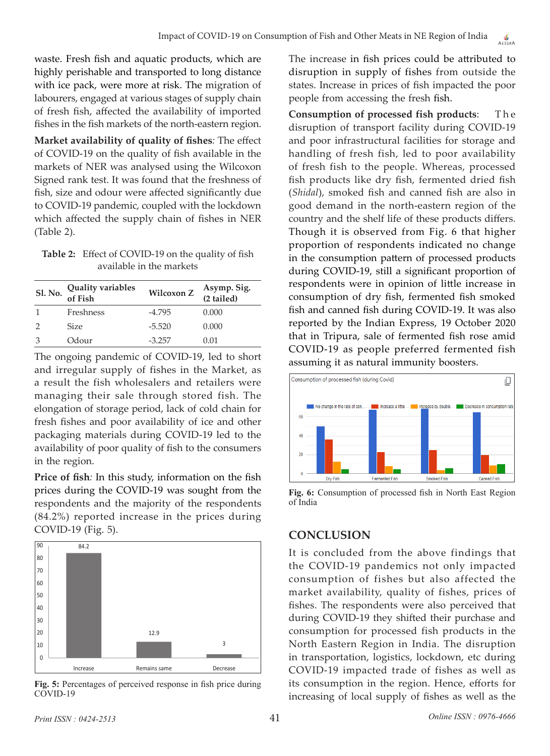waste. Fresh fish and aquatic products, which are highly perishable and transported to long distance with ice pack, were more at risk. The migration of labourers, engaged at various stages of supply chain of fresh fish, affected the availability of imported fishes in the fish markets of the north-eastern region.

**Market availability of quality of fishes**: The effect of COVID-19 on the quality of fish available in the markets of NER was analysed using the Wilcoxon Signed rank test. It was found that the freshness of fish, size and odour were affected significantly due to COVID-19 pandemic, coupled with the lockdown which affected the supply chain of fishes in NER (Table 2).

**Table 2:** Effect of COVID-19 on the quality of fish available in the markets

| Sl. No. | Quality variables of Fish | Wilcoxon Z | Asymp. Sig. (2 tailed) |
|---|---|---|---|
| 1 | Freshness | -4.795 | 0.000 |
| 2 | Size | -5.520 | 0.000 |
| 3 | Odour | -3.257 | 0.01 |

The ongoing pandemic of COVID-19, led to short and irregular supply of fishes in the Market, as a result the fish wholesalers and retailers were managing their sale through stored fish. The elongation of storage period, lack of cold chain for fresh fishes and poor availability of ice and other packaging materials during COVID-19 led to the availability of poor quality of fish to the consumers in the region.

**Price of fish**: In this study, information on the fish prices during the COVID-19 was sought from the respondents and the majority of the respondents (84.2%) reported increase in the prices during COVID-19 (Fig. 5).

**Fig. 5:** Percentages of perceived response in fish price during COVID-19

The increase in fish prices could be attributed to disruption in supply of fishes from outside the states. Increase in prices of fish impacted the poor people from accessing the fresh fish.

**Consumption of processed fish products**: The disruption of transport facility during COVID-19 and poor infrastructural facilities for storage and handling of fresh fish, led to poor availability of fresh fish to the people. Whereas, processed fish products like dry fish, fermented dried fish (*Shidal*), smoked fish and canned fish are also in good demand in the north-eastern region of the country and the shelf life of these products differs. Though it is observed from Fig. 6 that higher proportion of respondents indicated no change in the consumption pattern of processed products during COVID-19, still a significant proportion of respondents were in opinion of little increase in consumption of dry fish, fermented fish smoked fish and canned fish during COVID-19. It was also reported by the Indian Express, 19 October 2020 that in Tripura, sale of fermented fish rose amid COVID-19 as people preferred fermented fish assuming it as natural immunity boosters.

**Fig. 6:** Consumption of processed fish in North East Region of India

## CONCLUSION

It is concluded from the above findings that the COVID-19 pandemics not only impacted consumption of fishes but also affected the market availability, quality of fishes, prices of fishes. The respondents were also perceived that during COVID-19 they shifted their purchase and consumption for processed fish products in the North Eastern Region in India. The disruption in transportation, logistics, lockdown, etc during COVID-19 impacted trade of fishes as well as its consumption in the region. Hence, efforts for increasing of local supply of fishes as well as the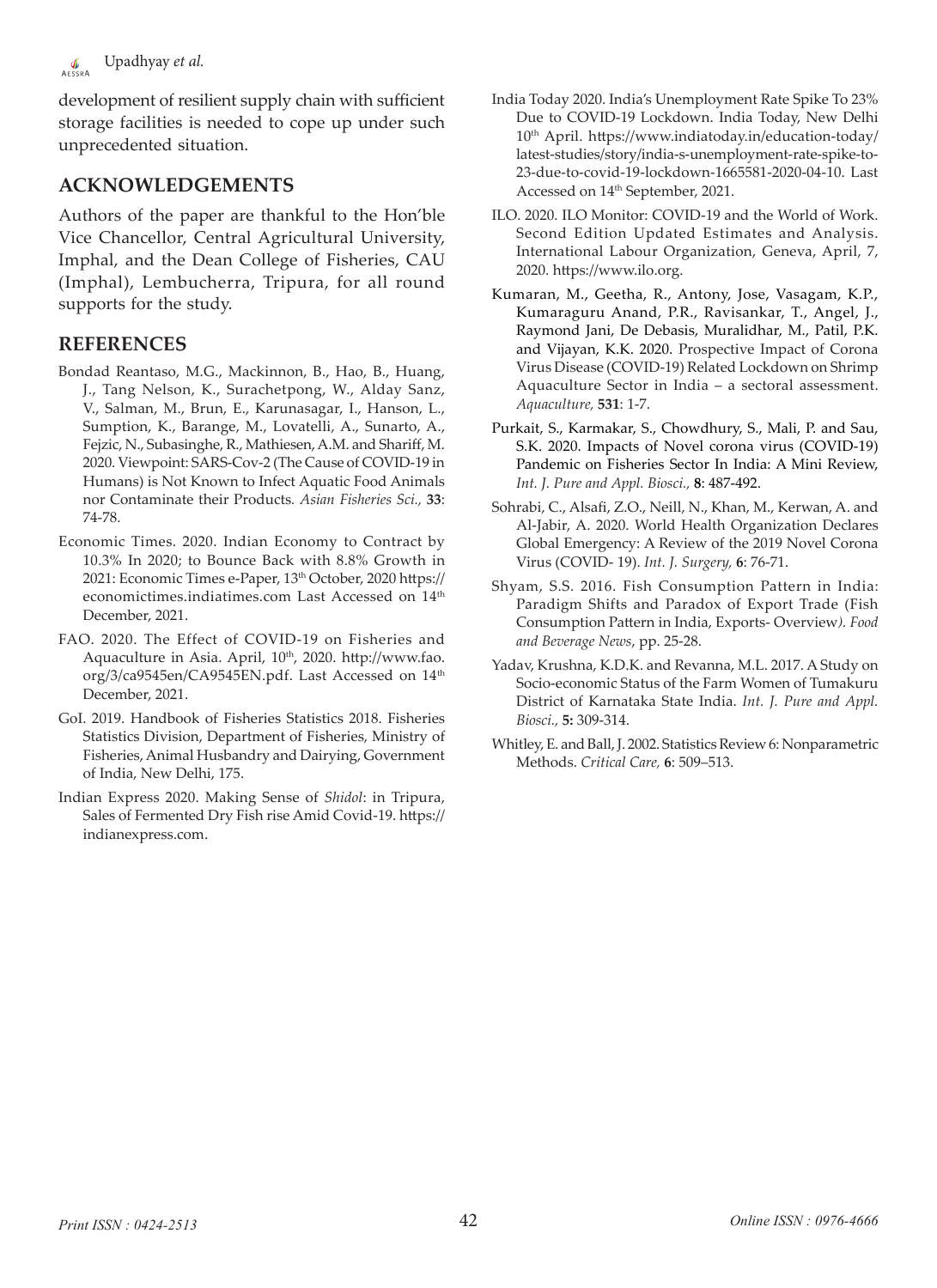development of resilient supply chain with sufficient storage facilities is needed to cope up under such unprecedented situation.

## ACKNOWLEDGEMENTS

Authors of the paper are thankful to the Hon'ble Vice Chancellor, Central Agricultural University, Imphal, and the Dean College of Fisheries, CAU (Imphal), Lembucherra, Tripura, for all round supports for the study.

## REFERENCES

Bondad Reantaso, M.G., Mackinnon, B., Hao, B., Huang, J., Tang Nelson, K., Surachetpong, W., Alday Sanz, V., Salman, M., Brun, E., Karunasagar, I., Hanson, L., Sumption, K., Barange, M., Lovatelli, A., Sunarto, A., Fejzic, N., Subasinghe, R., Mathiesen, A.M. and Shariff, M. 2020. Viewpoint: SARS-Cov-2 (The Cause of COVID-19 in Humans) is Not Known to Infect Aquatic Food Animals nor Contaminate their Products. *Asian Fisheries Sci.,* **33**: 74-78.

Economic Times. 2020. Indian Economy to Contract by 10.3% In 2020; to Bounce Back with 8.8% Growth in 2021: Economic Times e-Paper, 13th October, 2020 https://economictimes.indiatimes.com Last Accessed on 14th December, 2021.

FAO. 2020. The Effect of COVID-19 on Fisheries and Aquaculture in Asia. April, 10th, 2020. http://www.fao.org/3/ca9545en/CA9545EN.pdf. Last Accessed on 14th December, 2021.

GoI. 2019. Handbook of Fisheries Statistics 2018. Fisheries Statistics Division, Department of Fisheries, Ministry of Fisheries, Animal Husbandry and Dairying, Government of India, New Delhi, 175.

Indian Express 2020. Making Sense of *Shidol*: in Tripura, Sales of Fermented Dry Fish rise Amid Covid-19. https://indianexpress.com.

India Today 2020. India's Unemployment Rate Spike To 23% Due to COVID-19 Lockdown. India Today, New Delhi 10th April. https://www.indiatoday.in/education-today/latest-studies/story/india-s-unemployment-rate-spike-to-23-due-to-covid-19-lockdown-1665581-2020-04-10. Last Accessed on 14th September, 2021.

ILO. 2020. ILO Monitor: COVID-19 and the World of Work. Second Edition Updated Estimates and Analysis. International Labour Organization, Geneva, April, 7, 2020. https://www.ilo.org.

Kumaran, M., Geetha, R., Antony, Jose, Vasagam, K.P., Kumaraguru Anand, P.R., Ravisankar, T., Angel, J., Raymond Jani, De Debasis, Muralidhar, M., Patil, P.K. and Vijayan, K.K. 2020. Prospective Impact of Corona Virus Disease (COVID-19) Related Lockdown on Shrimp Aquaculture Sector in India – a sectoral assessment. *Aquaculture,* **531**: 1-7.

Purkait, S., Karmakar, S., Chowdhury, S., Mali, P. and Sau, S.K. 2020. Impacts of Novel corona virus (COVID-19) Pandemic on Fisheries Sector In India: A Mini Review, *Int. J. Pure and Appl. Biosci.,* **8**: 487-492.

Sohrabi, C., Alsafi, Z.O., Neill, N., Khan, M., Kerwan, A. and Al-Jabir, A. 2020. World Health Organization Declares Global Emergency: A Review of the 2019 Novel Corona Virus (COVID- 19). *Int. J. Surgery,* **6**: 76-71.

Shyam, S.S. 2016. Fish Consumption Pattern in India: Paradigm Shifts and Paradox of Export Trade (Fish Consumption Pattern in India, Exports- Overview*). Food and Beverage News*, pp. 25-28.

Yadav, Krushna, K.D.K. and Revanna, M.L. 2017. A Study on Socio-economic Status of the Farm Women of Tumakuru District of Karnataka State India. *Int. J. Pure and Appl. Biosci.,* **5:** 309-314.

Whitley, E. and Ball, J. 2002. Statistics Review 6: Nonparametric Methods. *Critical Care,* **6**: 509–513.